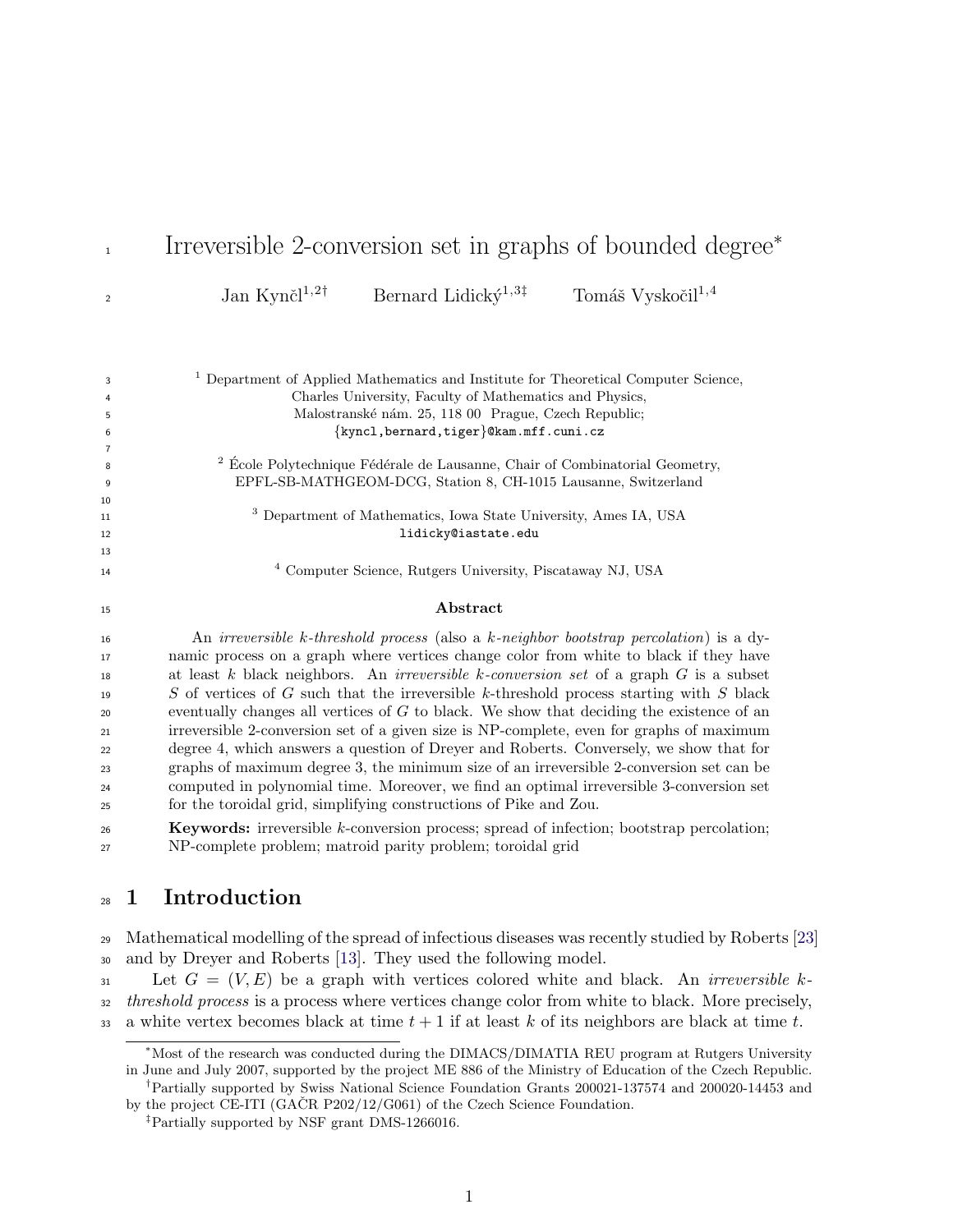# Irreversible 2-conversion set in graphs of bounded degree*

Jan Kynčl[1,2†] Bernard Lidický[1,3‡] Tomáš Vyskočil[1,4]

[1] Department of Applied Mathematics and Institute for Theoretical Computer Science, Charles University, Faculty of Mathematics and Physics, Malostranské nám. 25, 118 00 Prague, Czech Republic; {kyncl,bernard,tiger}@kam.mff.cuni.cz

[2] École Polytechnique Fédérale de Lausanne, Chair of Combinatorial Geometry, EPFL-SB-MATHGEOM-DCG, Station 8, CH-1015 Lausanne, Switzerland

[3] Department of Mathematics, Iowa State University, Ames IA, USA lidicky@iastate.edu

[4] Computer Science, Rutgers University, Piscataway NJ, USA

## Abstract

An *irreversible k-threshold process* (also a *k-neighbor bootstrap percolation*) is a dynamic process on a graph where vertices change color from white to black if they have at least $k$ black neighbors. An *irreversible k-conversion set* of a graph $G$ is a subset $S$ of vertices of $G$ such that the irreversible $k$-threshold process starting with $S$ black eventually changes all vertices of $G$ to black. We show that deciding the existence of an irreversible 2-conversion set of a given size is NP-complete, even for graphs of maximum degree 4, which answers a question of Dreyer and Roberts. Conversely, we show that for graphs of maximum degree 3, the minimum size of an irreversible 2-conversion set can be computed in polynomial time. Moreover, we find an optimal irreversible 3-conversion set for the toroidal grid, simplifying constructions of Pike and Zou.

**Keywords:** irreversible $k$-conversion process; spread of infection; bootstrap percolation; NP-complete problem; matroid parity problem; toroidal grid

## 1 Introduction

Mathematical modelling of the spread of infectious diseases was recently studied by Roberts [23] and by Dreyer and Roberts [13]. They used the following model.

Let $G = (V, E)$ be a graph with vertices colored white and black. An *irreversible k-threshold process* is a process where vertices change color from white to black. More precisely, a white vertex becomes black at time $t + 1$ if at least $k$ of its neighbors are black at time $t$.

---

*Most of the research was conducted during the DIMACS/DIMATIA REU program at Rutgers University in June and July 2007, supported by the project ME 886 of the Ministry of Education of the Czech Republic.

†Partially supported by Swiss National Science Foundation Grants 200021-137574 and 200020-14453 and by the project CE-ITI (GAČR P202/12/G061) of the Czech Science Foundation.

‡Partially supported by NSF grant DMS-1266016.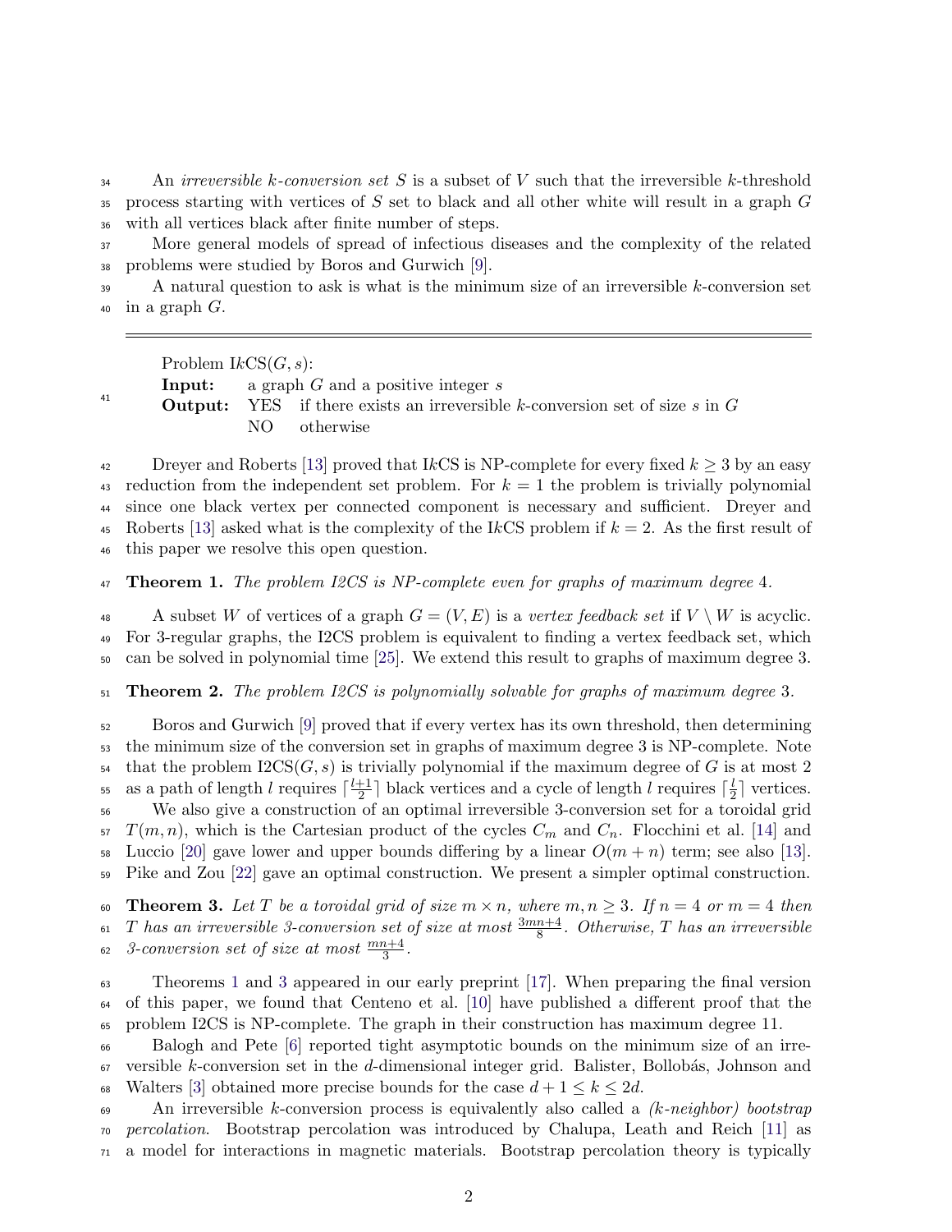An *irreversible $k$-conversion set* $S$ is a subset of $V$ such that the irreversible $k$-threshold process starting with vertices of $S$ set to black and all other white will result in a graph $G$ with all vertices black after finite number of steps.

More general models of spread of infectious diseases and the complexity of the related problems were studied by Boros and Gurwich [9].

A natural question to ask is what is the minimum size of an irreversible $k$-conversion set in a graph $G$.

---

Problem I$k$CS($G, s$):
**Input:** a graph $G$ and a positive integer $s$
**Output:** YES if there exists an irreversible $k$-conversion set of size $s$ in $G$
NO otherwise

---

Dreyer and Roberts [13] proved that I$k$CS is NP-complete for every fixed $k \geq 3$ by an easy reduction from the independent set problem. For $k = 1$ the problem is trivially polynomial since one black vertex per connected component is necessary and sufficient. Dreyer and Roberts [13] asked what is the complexity of the I$k$CS problem if $k = 2$. As the first result of this paper we resolve this open question.

**Theorem 1.** *The problem I2CS is NP-complete even for graphs of maximum degree* 4.

A subset $W$ of vertices of a graph $G = (V, E)$ is a *vertex feedback set* if $V \setminus W$ is acyclic. For 3-regular graphs, the I2CS problem is equivalent to finding a vertex feedback set, which can be solved in polynomial time [25]. We extend this result to graphs of maximum degree 3.

**Theorem 2.** *The problem I2CS is polynomially solvable for graphs of maximum degree* 3.

Boros and Gurwich [9] proved that if every vertex has its own threshold, then determining the minimum size of the conversion set in graphs of maximum degree 3 is NP-complete. Note that the problem I2CS($G, s$) is trivially polynomial if the maximum degree of $G$ is at most 2 as a path of length $l$ requires $\lceil \frac{l+1}{2} \rceil$ black vertices and a cycle of length $l$ requires $\lceil \frac{l}{2} \rceil$ vertices.

We also give a construction of an optimal irreversible 3-conversion set for a toroidal grid $T(m, n)$, which is the Cartesian product of the cycles $C_m$ and $C_n$. Flocchini et al. [14] and Luccio [20] gave lower and upper bounds differing by a linear $O(m + n)$ term; see also [13]. Pike and Zou [22] gave an optimal construction. We present a simpler optimal construction.

**Theorem 3.** *Let $T$ be a toroidal grid of size $m \times n$, where $m, n \geq 3$. If $n = 4$ or $m = 4$ then $T$ has an irreversible 3-conversion set of size at most $\frac{3mn+4}{8}$. Otherwise, $T$ has an irreversible 3-conversion set of size at most $\frac{mn+4}{3}$.*

Theorems 1 and 3 appeared in our early preprint [17]. When preparing the final version of this paper, we found that Centeno et al. [10] have published a different proof that the problem I2CS is NP-complete. The graph in their construction has maximum degree 11.

Balogh and Pete [6] reported tight asymptotic bounds on the minimum size of an irreversible $k$-conversion set in the $d$-dimensional integer grid. Balister, Bollobás, Johnson and Walters [3] obtained more precise bounds for the case $d + 1 \leq k \leq 2d$.

An irreversible $k$-conversion process is equivalently also called a *($k$-neighbor) bootstrap percolation*. Bootstrap percolation was introduced by Chalupa, Leath and Reich [11] as a model for interactions in magnetic materials. Bootstrap percolation theory is typically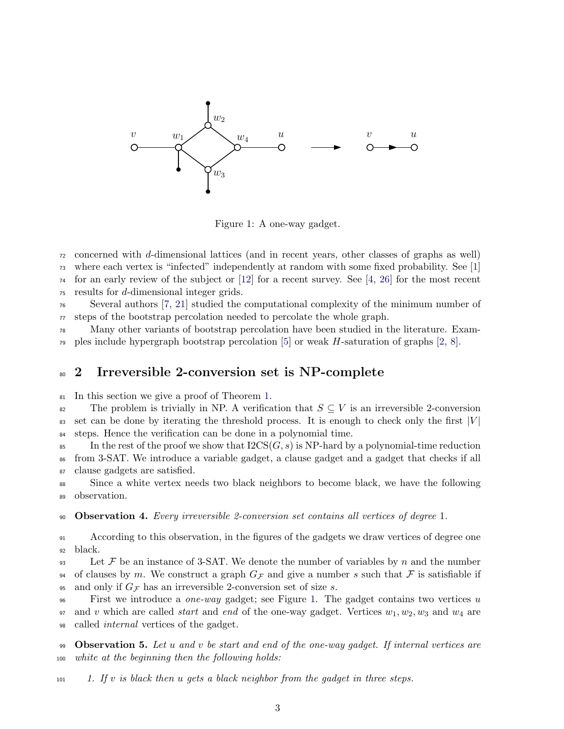Figure 1: A one-way gadget.

concerned with $d$-dimensional lattices (and in recent years, other classes of graphs as well) where each vertex is "infected" independently at random with some fixed probability. See [1] for an early review of the subject or [12] for a recent survey. See [4, 26] for the most recent results for $d$-dimensional integer grids.

Several authors [7, 21] studied the computational complexity of the minimum number of steps of the bootstrap percolation needed to percolate the whole graph.

Many other variants of bootstrap percolation have been studied in the literature. Examples include hypergraph bootstrap percolation [5] or weak $H$-saturation of graphs [2, 8].

## 2 Irreversible 2-conversion set is NP-complete

In this section we give a proof of Theorem 1.

The problem is trivially in NP. A verification that $S \subseteq V$ is an irreversible 2-conversion set can be done by iterating the threshold process. It is enough to check only the first $|V|$ steps. Hence the verification can be done in a polynomial time.

In the rest of the proof we show that I2CS$(G, s)$ is NP-hard by a polynomial-time reduction from 3-SAT. We introduce a variable gadget, a clause gadget and a gadget that checks if all clause gadgets are satisfied.

Since a white vertex needs two black neighbors to become black, we have the following observation.

**Observation 4.** *Every irreversible 2-conversion set contains all vertices of degree* 1.

According to this observation, in the figures of the gadgets we draw vertices of degree one black.

Let $\mathcal{F}$ be an instance of 3-SAT. We denote the number of variables by $n$ and the number of clauses by $m$. We construct a graph $G_{\mathcal{F}}$ and give a number $s$ such that $\mathcal{F}$ is satisfiable if and only if $G_{\mathcal{F}}$ has an irreversible 2-conversion set of size $s$.

First we introduce a *one-way* gadget; see Figure 1. The gadget contains two vertices $u$ and $v$ which are called *start* and *end* of the one-way gadget. Vertices $w_1, w_2, w_3$ and $w_4$ are called *internal* vertices of the gadget.

**Observation 5.** *Let $u$ and $v$ be start and end of the one-way gadget. If internal vertices are white at the beginning then the following holds:*

1. *If $v$ is black then $u$ gets a black neighbor from the gadget in three steps.*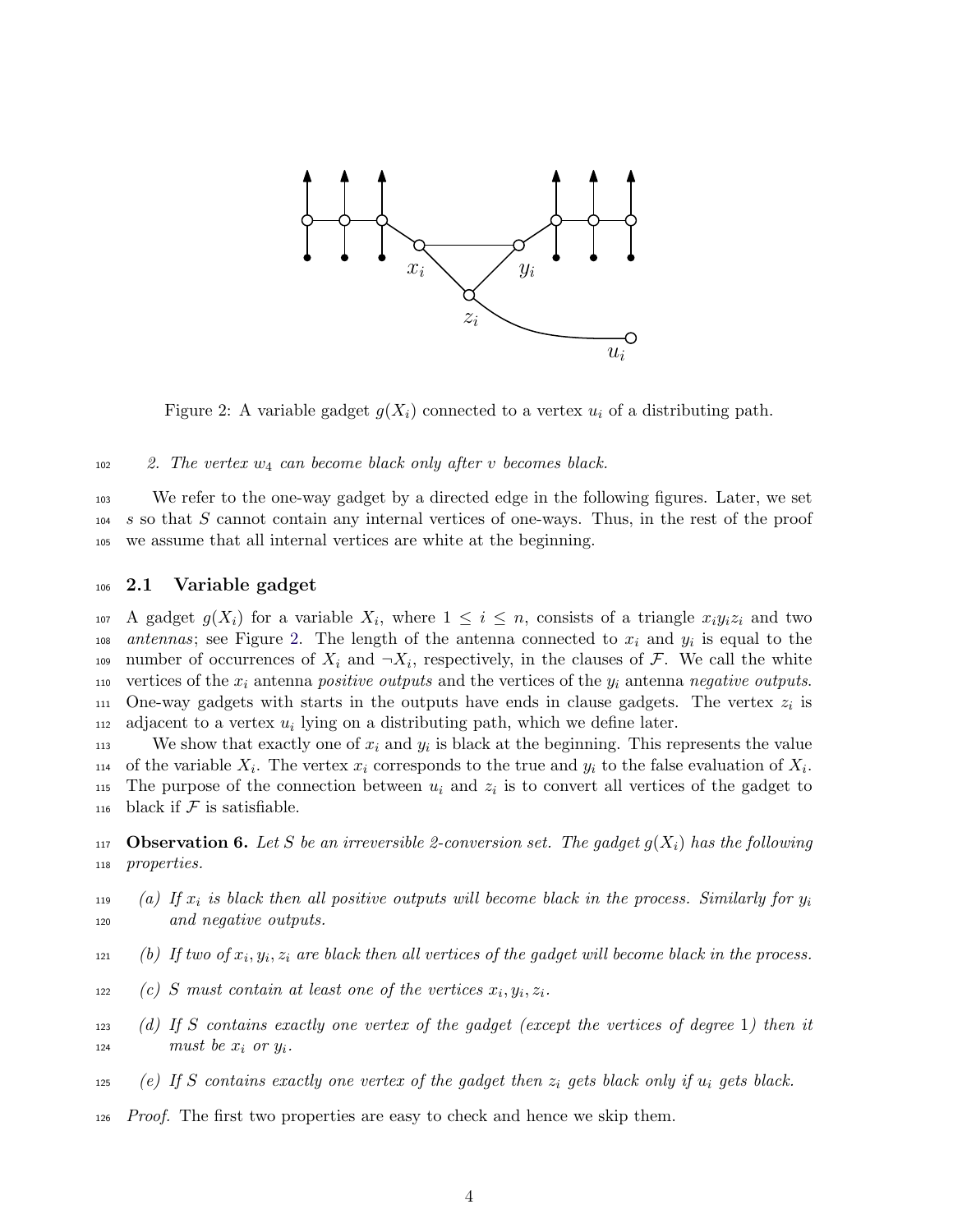Figure 2: A variable gadget $g(X_i)$ connected to a vertex $u_i$ of a distributing path.

2. *The vertex $w_4$ can become black only after $v$ becomes black.*

We refer to the one-way gadget by a directed edge in the following figures. Later, we set $s$ so that $S$ cannot contain any internal vertices of one-ways. Thus, in the rest of the proof we assume that all internal vertices are white at the beginning.

## 2.1 Variable gadget

A gadget $g(X_i)$ for a variable $X_i$, where $1 \leq i \leq n$, consists of a triangle $x_i y_i z_i$ and two *antennas*; see Figure 2. The length of the antenna connected to $x_i$ and $y_i$ is equal to the number of occurrences of $X_i$ and $\neg X_i$, respectively, in the clauses of $\mathcal{F}$. We call the white vertices of the $x_i$ antenna *positive outputs* and the vertices of the $y_i$ antenna *negative outputs*. One-way gadgets with starts in the outputs have ends in clause gadgets. The vertex $z_i$ is adjacent to a vertex $u_i$ lying on a distributing path, which we define later.

We show that exactly one of $x_i$ and $y_i$ is black at the beginning. This represents the value of the variable $X_i$. The vertex $x_i$ corresponds to the true and $y_i$ to the false evaluation of $X_i$. The purpose of the connection between $u_i$ and $z_i$ is to convert all vertices of the gadget to black if $\mathcal{F}$ is satisfiable.

**Observation 6.** *Let $S$ be an irreversible 2-conversion set. The gadget $g(X_i)$ has the following properties.*

*(a) If $x_i$ is black then all positive outputs will become black in the process. Similarly for $y_i$ and negative outputs.*

*(b) If two of $x_i, y_i, z_i$ are black then all vertices of the gadget will become black in the process.*

*(c) $S$ must contain at least one of the vertices $x_i, y_i, z_i$.*

*(d) If $S$ contains exactly one vertex of the gadget (except the vertices of degree 1) then it must be $x_i$ or $y_i$.*

*(e) If $S$ contains exactly one vertex of the gadget then $z_i$ gets black only if $u_i$ gets black.*

*Proof.* The first two properties are easy to check and hence we skip them.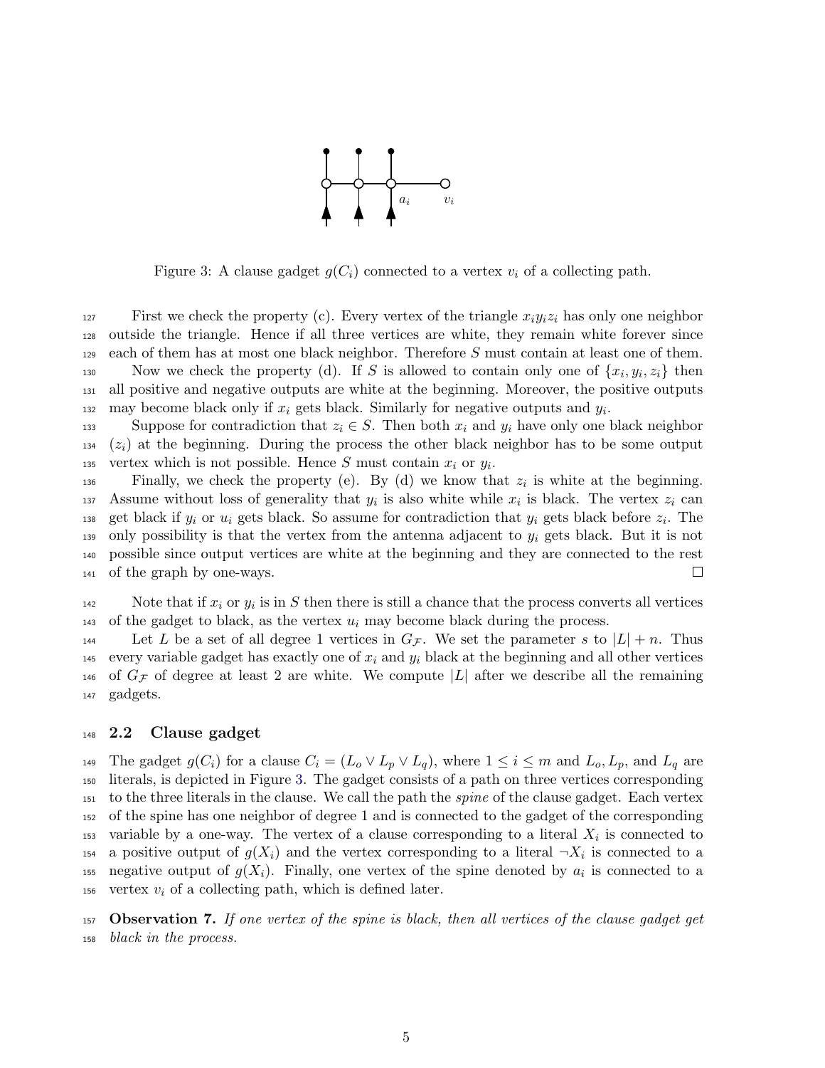Figure 3: A clause gadget $g(C_i)$ connected to a vertex $v_i$ of a collecting path.

First we check the property (c). Every vertex of the triangle $x_iy_iz_i$ has only one neighbor outside the triangle. Hence if all three vertices are white, they remain white forever since each of them has at most one black neighbor. Therefore $S$ must contain at least one of them.

Now we check the property (d). If $S$ is allowed to contain only one of $\{x_i, y_i, z_i\}$ then all positive and negative outputs are white at the beginning. Moreover, the positive outputs may become black only if $x_i$ gets black. Similarly for negative outputs and $y_i$.

Suppose for contradiction that $z_i \in S$. Then both $x_i$ and $y_i$ have only one black neighbor ($z_i$) at the beginning. During the process the other black neighbor has to be some output vertex which is not possible. Hence $S$ must contain $x_i$ or $y_i$.

Finally, we check the property (e). By (d) we know that $z_i$ is white at the beginning. Assume without loss of generality that $y_i$ is also white while $x_i$ is black. The vertex $z_i$ can get black if $y_i$ or $u_i$ gets black. So assume for contradiction that $y_i$ gets black before $z_i$. The only possibility is that the vertex from the antenna adjacent to $y_i$ gets black. But it is not possible since output vertices are white at the beginning and they are connected to the rest of the graph by one-ways. □

Note that if $x_i$ or $y_i$ is in $S$ then there is still a chance that the process converts all vertices of the gadget to black, as the vertex $u_i$ may become black during the process.

Let $L$ be a set of all degree 1 vertices in $G_{\mathcal{F}}$. We set the parameter $s$ to $|L| + n$. Thus every variable gadget has exactly one of $x_i$ and $y_i$ black at the beginning and all other vertices of $G_{\mathcal{F}}$ of degree at least 2 are white. We compute $|L|$ after we describe all the remaining gadgets.

## 2.2 Clause gadget

The gadget $g(C_i)$ for a clause $C_i = (L_o \vee L_p \vee L_q)$, where $1 \leq i \leq m$ and $L_o, L_p$, and $L_q$ are literals, is depicted in Figure 3. The gadget consists of a path on three vertices corresponding to the three literals in the clause. We call the path the *spine* of the clause gadget. Each vertex of the spine has one neighbor of degree 1 and is connected to the gadget of the corresponding variable by a one-way. The vertex of a clause corresponding to a literal $X_i$ is connected to a positive output of $g(X_i)$ and the vertex corresponding to a literal $\neg X_i$ is connected to a negative output of $g(X_i)$. Finally, one vertex of the spine denoted by $a_i$ is connected to a vertex $v_i$ of a collecting path, which is defined later.

**Observation 7.** *If one vertex of the spine is black, then all vertices of the clause gadget get black in the process.*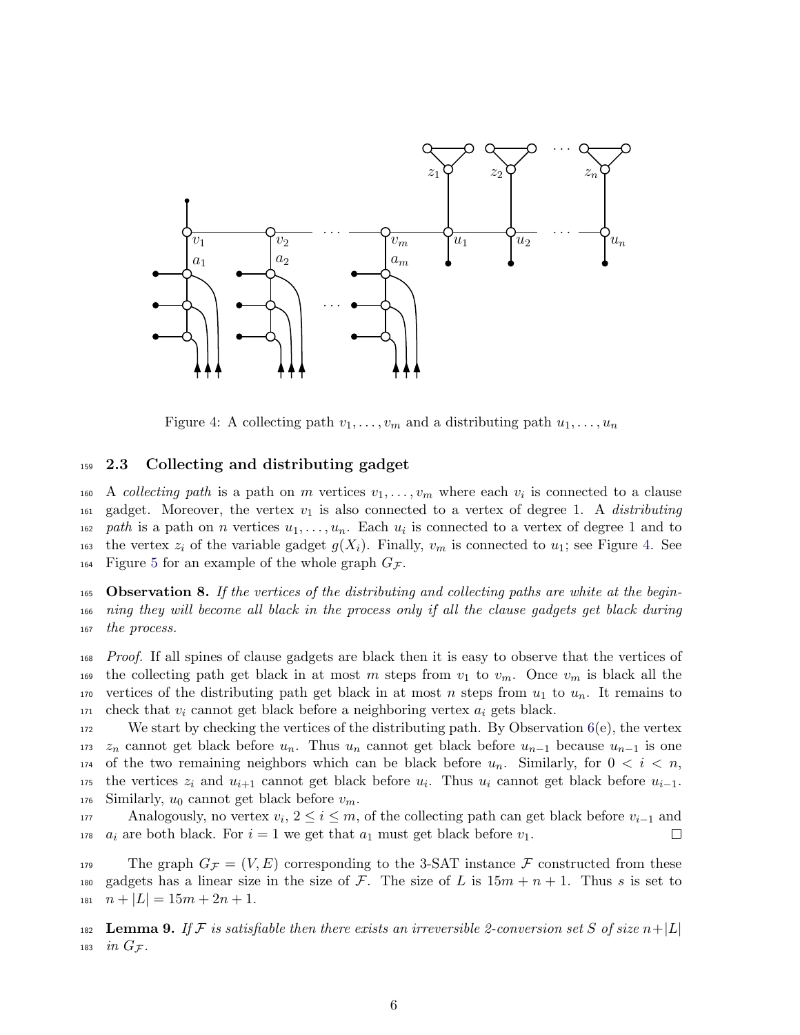Figure 4: A collecting path $v_1, \ldots, v_m$ and a distributing path $u_1, \ldots, u_n$

### 2.3 Collecting and distributing gadget

A *collecting path* is a path on $m$ vertices $v_1, \ldots, v_m$ where each $v_i$ is connected to a clause gadget. Moreover, the vertex $v_1$ is also connected to a vertex of degree 1. A *distributing path* is a path on $n$ vertices $u_1, \ldots, u_n$. Each $u_i$ is connected to a vertex of degree 1 and to the vertex $z_i$ of the variable gadget $g(X_i)$. Finally, $v_m$ is connected to $u_1$; see Figure 4. See Figure 5 for an example of the whole graph $G_{\mathcal{F}}$.

**Observation 8.** *If the vertices of the distributing and collecting paths are white at the beginning they will become all black in the process only if all the clause gadgets get black during the process.*

*Proof.* If all spines of clause gadgets are black then it is easy to observe that the vertices of the collecting path get black in at most $m$ steps from $v_1$ to $v_m$. Once $v_m$ is black all the vertices of the distributing path get black in at most $n$ steps from $u_1$ to $u_n$. It remains to check that $v_i$ cannot get black before a neighboring vertex $a_i$ gets black.

We start by checking the vertices of the distributing path. By Observation 6(e), the vertex $z_n$ cannot get black before $u_n$. Thus $u_n$ cannot get black before $u_{n-1}$ because $u_{n-1}$ is one of the two remaining neighbors which can be black before $u_n$. Similarly, for $0 < i < n$, the vertices $z_i$ and $u_{i+1}$ cannot get black before $u_i$. Thus $u_i$ cannot get black before $u_{i-1}$. Similarly, $u_0$ cannot get black before $v_m$.

Analogously, no vertex $v_i$, $2 \leq i \leq m$, of the collecting path can get black before $v_{i-1}$ and $a_i$ are both black. For $i = 1$ we get that $a_1$ must get black before $v_1$. □

The graph $G_{\mathcal{F}} = (V, E)$ corresponding to the 3-SAT instance $\mathcal{F}$ constructed from these gadgets has a linear size in the size of $\mathcal{F}$. The size of $L$ is $15m + n + 1$. Thus $s$ is set to $n + |L| = 15m + 2n + 1$.

**Lemma 9.** *If $\mathcal{F}$ is satisfiable then there exists an irreversible 2-conversion set $S$ of size $n + |L|$ in $G_{\mathcal{F}}$.*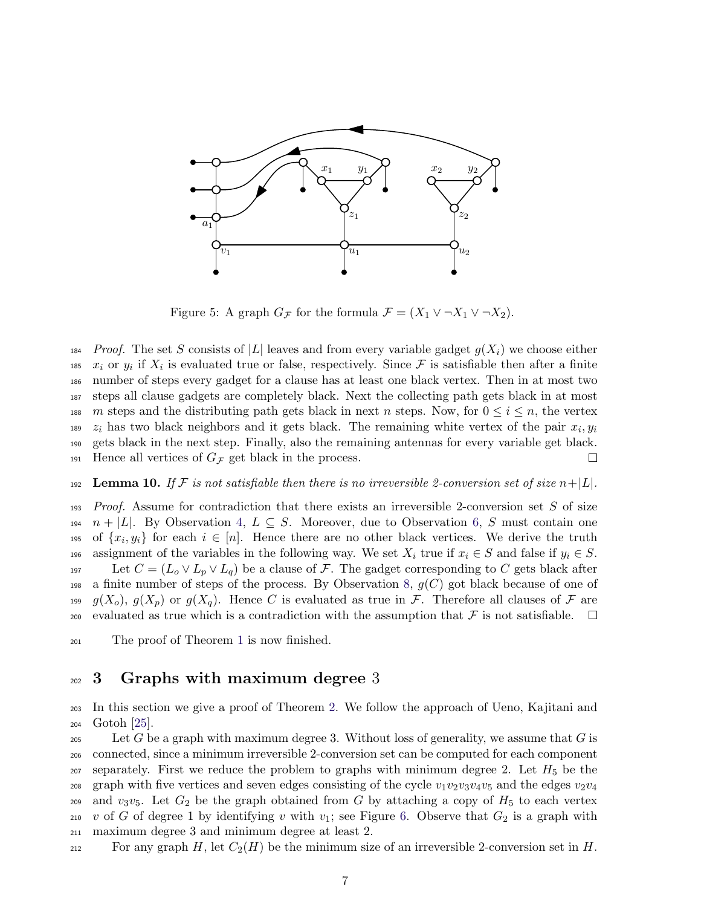Figure 5: A graph $G_{\mathcal{F}}$ for the formula $\mathcal{F} = (X_1 \vee \neg X_1 \vee \neg X_2)$.

*Proof.* The set $S$ consists of $|L|$ leaves and from every variable gadget $g(X_i)$ we choose either $x_i$ or $y_i$ if $X_i$ is evaluated true or false, respectively. Since $\mathcal{F}$ is satisfiable then after a finite number of steps every gadget for a clause has at least one black vertex. Then in at most two steps all clause gadgets are completely black. Next the collecting path gets black in at most $m$ steps and the distributing path gets black in next $n$ steps. Now, for $0 \leq i \leq n$, the vertex $z_i$ has two black neighbors and it gets black. The remaining white vertex of the pair $x_i, y_i$ gets black in the next step. Finally, also the remaining antennas for every variable get black. Hence all vertices of $G_{\mathcal{F}}$ get black in the process. □

**Lemma 10.** *If $\mathcal{F}$ is not satisfiable then there is no irreversible 2-conversion set of size $n+|L|$.*

*Proof.* Assume for contradiction that there exists an irreversible 2-conversion set $S$ of size $n + |L|$. By Observation 4, $L \subseteq S$. Moreover, due to Observation 6, $S$ must contain one of $\{x_i, y_i\}$ for each $i \in [n]$. Hence there are no other black vertices. We derive the truth assignment of the variables in the following way. We set $X_i$ true if $x_i \in S$ and false if $y_i \in S$.

Let $C = (L_o \vee L_p \vee L_q)$ be a clause of $\mathcal{F}$. The gadget corresponding to $C$ gets black after a finite number of steps of the process. By Observation 8, $g(C)$ got black because of one of $g(X_o)$, $g(X_p)$ or $g(X_q)$. Hence $C$ is evaluated as true in $\mathcal{F}$. Therefore all clauses of $\mathcal{F}$ are evaluated as true which is a contradiction with the assumption that $\mathcal{F}$ is not satisfiable. □

The proof of Theorem 1 is now finished.

## 3 Graphs with maximum degree 3

In this section we give a proof of Theorem 2. We follow the approach of Ueno, Kajitani and Gotoh [25].

Let $G$ be a graph with maximum degree 3. Without loss of generality, we assume that $G$ is connected, since a minimum irreversible 2-conversion set can be computed for each component separately. First we reduce the problem to graphs with minimum degree 2. Let $H_5$ be the graph with five vertices and seven edges consisting of the cycle $v_1v_2v_3v_4v_5$ and the edges $v_2v_4$ and $v_3v_5$. Let $G_2$ be the graph obtained from $G$ by attaching a copy of $H_5$ to each vertex $v$ of $G$ of degree 1 by identifying $v$ with $v_1$; see Figure 6. Observe that $G_2$ is a graph with maximum degree 3 and minimum degree at least 2.

For any graph $H$, let $C_2(H)$ be the minimum size of an irreversible 2-conversion set in $H$.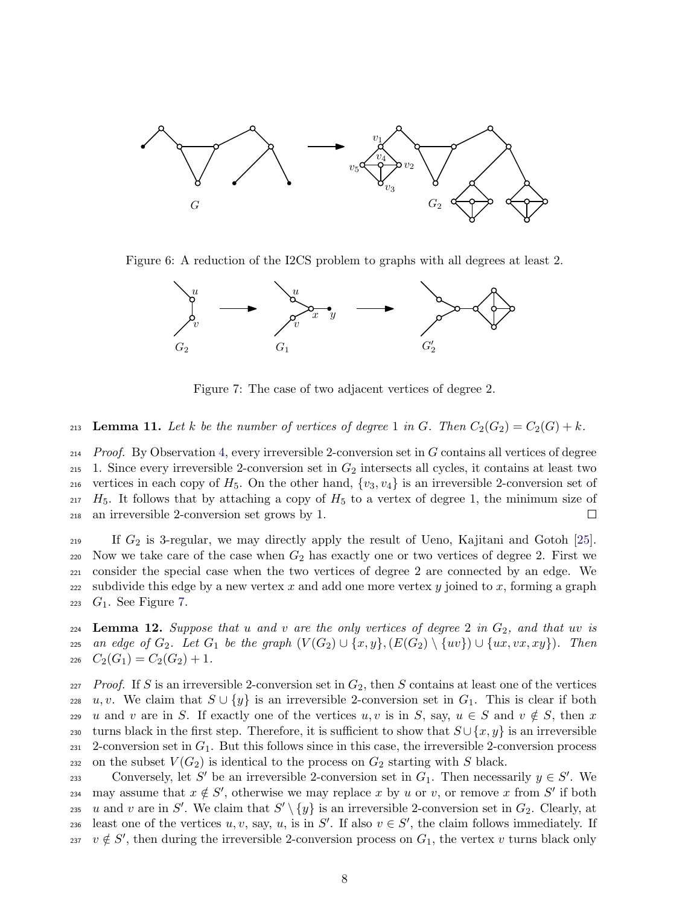Figure 6: A reduction of the I2CS problem to graphs with all degrees at least 2.

Figure 7: The case of two adjacent vertices of degree 2.

**Lemma 11.** *Let $k$ be the number of vertices of degree 1 in $G$. Then $C_2(G_2) = C_2(G) + k$.*

*Proof.* By Observation 4, every irreversible 2-conversion set in $G$ contains all vertices of degree 1. Since every irreversible 2-conversion set in $G_2$ intersects all cycles, it contains at least two vertices in each copy of $H_5$. On the other hand, $\{v_3, v_4\}$ is an irreversible 2-conversion set of $H_5$. It follows that by attaching a copy of $H_5$ to a vertex of degree 1, the minimum size of an irreversible 2-conversion set grows by 1. □

If $G_2$ is 3-regular, we may directly apply the result of Ueno, Kajitani and Gotoh [25]. Now we take care of the case when $G_2$ has exactly one or two vertices of degree 2. First we consider the special case when the two vertices of degree 2 are connected by an edge. We subdivide this edge by a new vertex $x$ and add one more vertex $y$ joined to $x$, forming a graph $G_1$. See Figure 7.

**Lemma 12.** *Suppose that $u$ and $v$ are the only vertices of degree 2 in $G_2$, and that $uv$ is an edge of $G_2$. Let $G_1$ be the graph $(V(G_2) \cup \{x, y\}, (E(G_2) \setminus \{uv\}) \cup \{ux, vx, xy\})$. Then $C_2(G_1) = C_2(G_2) + 1$.*

*Proof.* If $S$ is an irreversible 2-conversion set in $G_2$, then $S$ contains at least one of the vertices $u, v$. We claim that $S \cup \{y\}$ is an irreversible 2-conversion set in $G_1$. This is clear if both $u$ and $v$ are in $S$. If exactly one of the vertices $u, v$ is in $S$, say, $u \in S$ and $v \notin S$, then $x$ turns black in the first step. Therefore, it is sufficient to show that $S \cup \{x, y\}$ is an irreversible 2-conversion set in $G_1$. But this follows since in this case, the irreversible 2-conversion process on the subset $V(G_2)$ is identical to the process on $G_2$ starting with $S$ black.

Conversely, let $S'$ be an irreversible 2-conversion set in $G_1$. Then necessarily $y \in S'$. We may assume that $x \notin S'$, otherwise we may replace $x$ by $u$ or $v$, or remove $x$ from $S'$ if both $u$ and $v$ are in $S'$. We claim that $S' \setminus \{y\}$ is an irreversible 2-conversion set in $G_2$. Clearly, at least one of the vertices $u, v$, say, $u$, is in $S'$. If also $v \in S'$, the claim follows immediately. If $v \notin S'$, then during the irreversible 2-conversion process on $G_1$, the vertex $v$ turns black only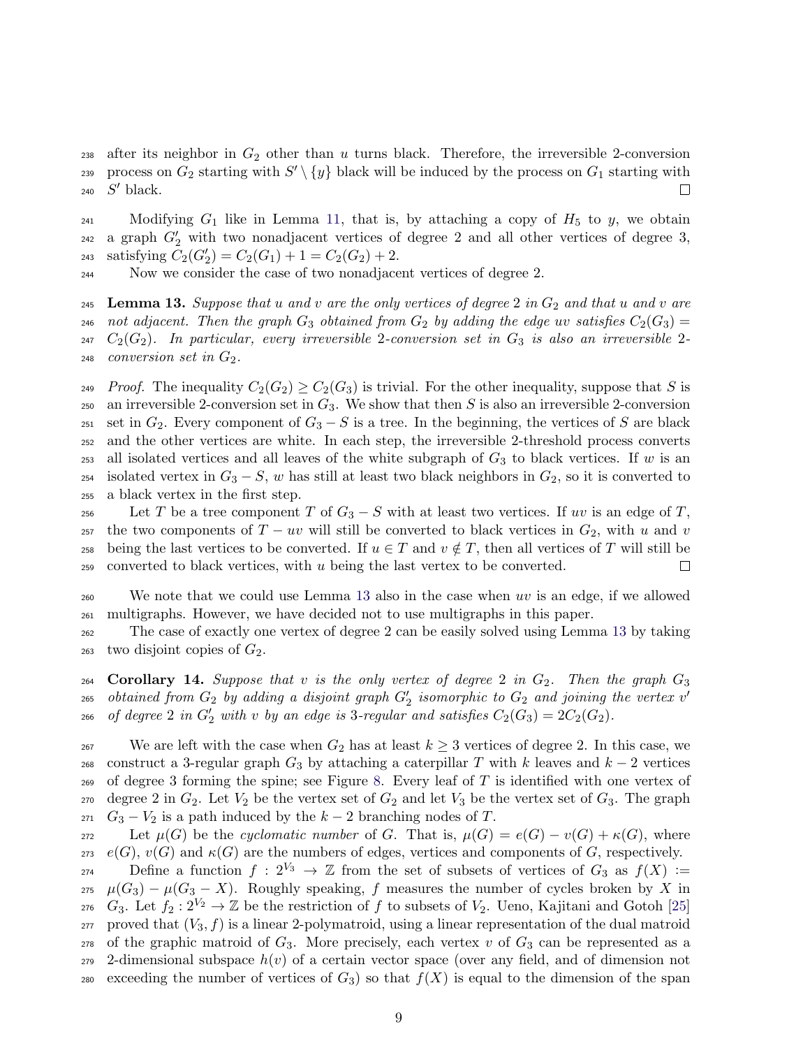after its neighbor in $G_2$ other than $u$ turns black. Therefore, the irreversible 2-conversion process on $G_2$ starting with $S' \setminus \{y\}$ black will be induced by the process on $G_1$ starting with $S'$ black. □

Modifying $G_1$ like in Lemma 11, that is, by attaching a copy of $H_5$ to $y$, we obtain a graph $G_2'$ with two nonadjacent vertices of degree 2 and all other vertices of degree 3, satisfying $C_2(G_2') = C_2(G_1) + 1 = C_2(G_2) + 2$.

Now we consider the case of two nonadjacent vertices of degree 2.

**Lemma 13.** *Suppose that $u$ and $v$ are the only vertices of degree 2 in $G_2$ and that $u$ and $v$ are not adjacent. Then the graph $G_3$ obtained from $G_2$ by adding the edge $uv$ satisfies $C_2(G_3) = C_2(G_2)$. In particular, every irreversible 2-conversion set in $G_3$ is also an irreversible 2-conversion set in $G_2$.*

*Proof.* The inequality $C_2(G_2) \geq C_2(G_3)$ is trivial. For the other inequality, suppose that $S$ is an irreversible 2-conversion set in $G_3$. We show that then $S$ is also an irreversible 2-conversion set in $G_2$. Every component of $G_3 - S$ is a tree. In the beginning, the vertices of $S$ are black and the other vertices are white. In each step, the irreversible 2-threshold process converts all isolated vertices and all leaves of the white subgraph of $G_3$ to black vertices. If $w$ is an isolated vertex in $G_3 - S$, $w$ has still at least two black neighbors in $G_2$, so it is converted to a black vertex in the first step.

Let $T$ be a tree component $T$ of $G_3 - S$ with at least two vertices. If $uv$ is an edge of $T$, the two components of $T - uv$ will still be converted to black vertices in $G_2$, with $u$ and $v$ being the last vertices to be converted. If $u \in T$ and $v \notin T$, then all vertices of $T$ will still be converted to black vertices, with $u$ being the last vertex to be converted. □

We note that we could use Lemma 13 also in the case when $uv$ is an edge, if we allowed multigraphs. However, we have decided not to use multigraphs in this paper.

The case of exactly one vertex of degree 2 can be easily solved using Lemma 13 by taking two disjoint copies of $G_2$.

**Corollary 14.** *Suppose that $v$ is the only vertex of degree 2 in $G_2$. Then the graph $G_3$ obtained from $G_2$ by adding a disjoint graph $G_2'$ isomorphic to $G_2$ and joining the vertex $v'$ of degree 2 in $G_2'$ with $v$ by an edge is 3-regular and satisfies $C_2(G_3) = 2C_2(G_2)$.*

We are left with the case when $G_2$ has at least $k \geq 3$ vertices of degree 2. In this case, we construct a 3-regular graph $G_3$ by attaching a caterpillar $T$ with $k$ leaves and $k - 2$ vertices of degree 3 forming the spine; see Figure 8. Every leaf of $T$ is identified with one vertex of degree 2 in $G_2$. Let $V_2$ be the vertex set of $G_2$ and let $V_3$ be the vertex set of $G_3$. The graph $G_3 - V_2$ is a path induced by the $k - 2$ branching nodes of $T$.

Let $\mu(G)$ be the *cyclomatic number* of $G$. That is, $\mu(G) = e(G) - v(G) + \kappa(G)$, where $e(G)$, $v(G)$ and $\kappa(G)$ are the numbers of edges, vertices and components of $G$, respectively.

Define a function $f : 2^{V_3} \to \mathbb{Z}$ from the set of subsets of vertices of $G_3$ as $f(X) := \mu(G_3) - \mu(G_3 - X)$. Roughly speaking, $f$ measures the number of cycles broken by $X$ in $G_3$. Let $f_2 : 2^{V_2} \to \mathbb{Z}$ be the restriction of $f$ to subsets of $V_2$. Ueno, Kajitani and Gotoh [25] proved that $(V_3, f)$ is a linear 2-polymatroid, using a linear representation of the dual matroid of the graphic matroid of $G_3$. More precisely, each vertex $v$ of $G_3$ can be represented as a 2-dimensional subspace $h(v)$ of a certain vector space (over any field, and of dimension not exceeding the number of vertices of $G_3$) so that $f(X)$ is equal to the dimension of the span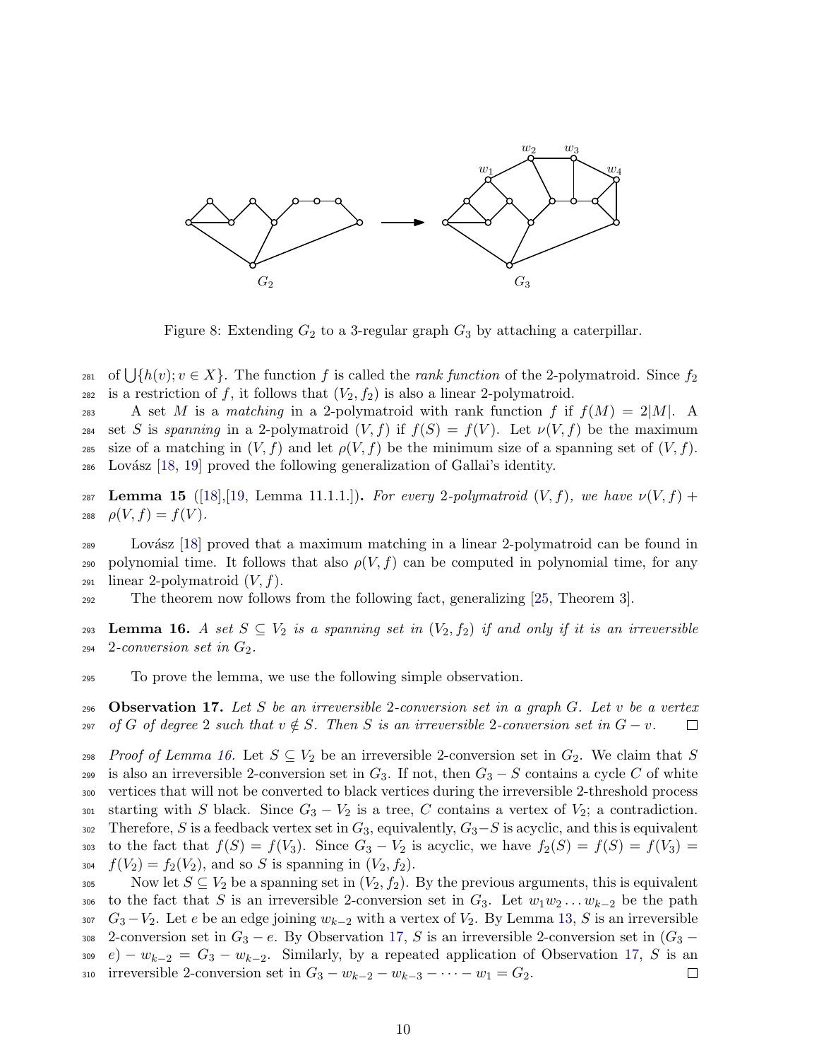Figure 8: Extending $G_2$ to a 3-regular graph $G_3$ by attaching a caterpillar.

of $\bigcup\{h(v); v \in X\}$. The function $f$ is called the *rank function* of the 2-polymatroid. Since $f_2$ is a restriction of $f$, it follows that $(V_2, f_2)$ is also a linear 2-polymatroid.

A set $M$ is a *matching* in a 2-polymatroid with rank function $f$ if $f(M) = 2|M|$. A set $S$ is *spanning* in a 2-polymatroid $(V, f)$ if $f(S) = f(V)$. Let $\nu(V, f)$ be the maximum size of a matching in $(V, f)$ and let $\rho(V, f)$ be the minimum size of a spanning set of $(V, f)$. Lovász [18, 19] proved the following generalization of Gallai's identity.

**Lemma 15** ([18],[19, Lemma 11.1.1.]). *For every 2-polymatroid $(V, f)$, we have $\nu(V, f) + \rho(V, f) = f(V)$.*

Lovász [18] proved that a maximum matching in a linear 2-polymatroid can be found in polynomial time. It follows that also $\rho(V, f)$ can be computed in polynomial time, for any linear 2-polymatroid $(V, f)$.

The theorem now follows from the following fact, generalizing [25, Theorem 3].

**Lemma 16.** *A set $S \subseteq V_2$ is a spanning set in $(V_2, f_2)$ if and only if it is an irreversible 2-conversion set in $G_2$.*

To prove the lemma, we use the following simple observation.

**Observation 17.** *Let $S$ be an irreversible 2-conversion set in a graph $G$. Let $v$ be a vertex of $G$ of degree 2 such that $v \notin S$. Then $S$ is an irreversible 2-conversion set in $G - v$.* ◻

*Proof of Lemma 16.* Let $S \subseteq V_2$ be an irreversible 2-conversion set in $G_2$. We claim that $S$ is also an irreversible 2-conversion set in $G_3$. If not, then $G_3 - S$ contains a cycle $C$ of white vertices that will not be converted to black vertices during the irreversible 2-threshold process starting with $S$ black. Since $G_3 - V_2$ is a tree, $C$ contains a vertex of $V_2$; a contradiction. Therefore, $S$ is a feedback vertex set in $G_3$, equivalently, $G_3 - S$ is acyclic, and this is equivalent to the fact that $f(S) = f(V_3)$. Since $G_3 - V_2$ is acyclic, we have $f_2(S) = f(S) = f(V_3) = f(V_2) = f_2(V_2)$, and so $S$ is spanning in $(V_2, f_2)$.

Now let $S \subseteq V_2$ be a spanning set in $(V_2, f_2)$. By the previous arguments, this is equivalent to the fact that $S$ is an irreversible 2-conversion set in $G_3$. Let $w_1 w_2 \dots w_{k-2}$ be the path $G_3 - V_2$. Let $e$ be an edge joining $w_{k-2}$ with a vertex of $V_2$. By Lemma 13, $S$ is an irreversible 2-conversion set in $G_3 - e$. By Observation 17, $S$ is an irreversible 2-conversion set in $(G_3 - e) - w_{k-2} = G_3 - w_{k-2}$. Similarly, by a repeated application of Observation 17, $S$ is an irreversible 2-conversion set in $G_3 - w_{k-2} - w_{k-3} - \cdots - w_1 = G_2$. ◻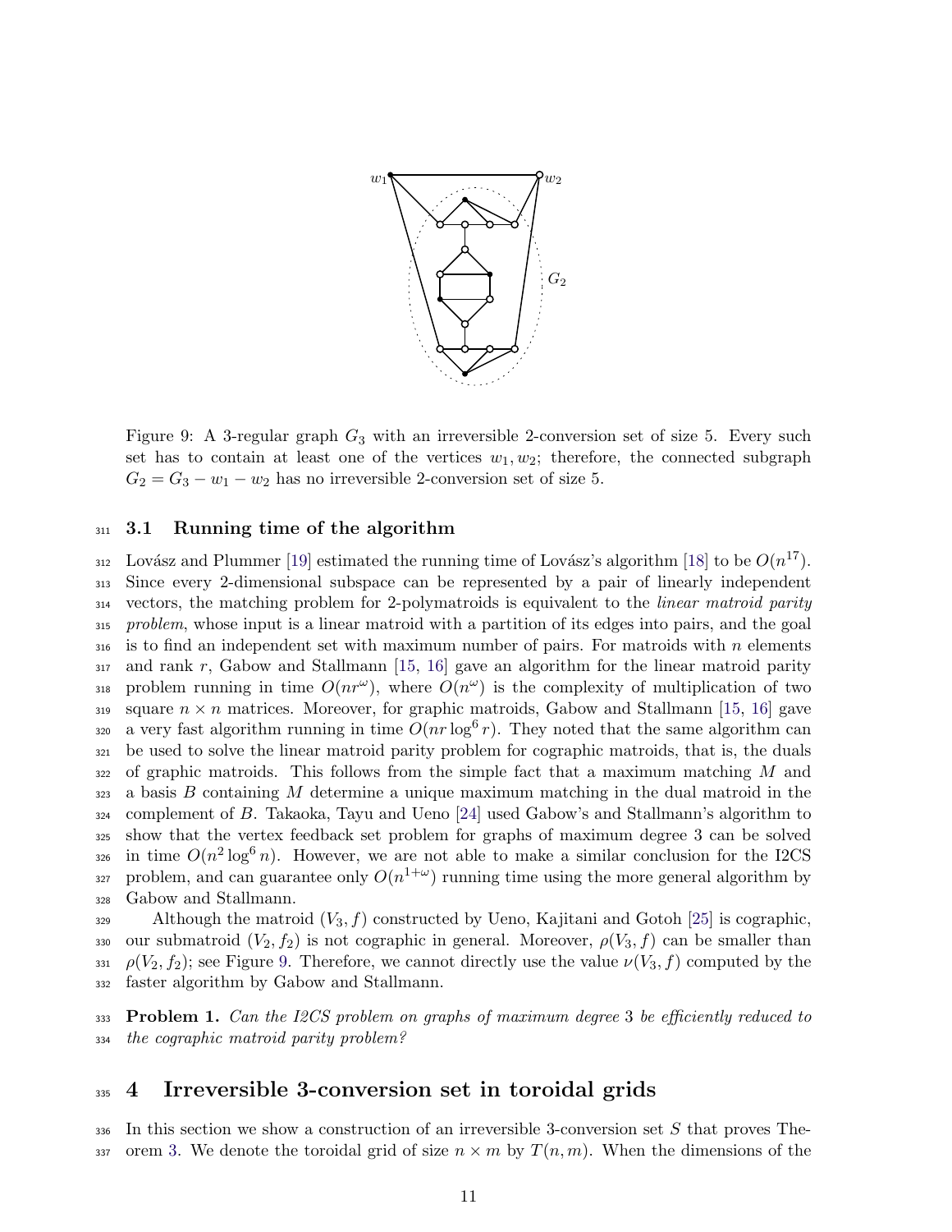Figure 9: A 3-regular graph $G_3$ with an irreversible 2-conversion set of size 5. Every such set has to contain at least one of the vertices $w_1, w_2$; therefore, the connected subgraph $G_2 = G_3 - w_1 - w_2$ has no irreversible 2-conversion set of size 5.

### 3.1 Running time of the algorithm

Lovász and Plummer [19] estimated the running time of Lovász's algorithm [18] to be $O(n^{17})$. Since every 2-dimensional subspace can be represented by a pair of linearly independent vectors, the matching problem for 2-polymatroids is equivalent to the *linear matroid parity problem*, whose input is a linear matroid with a partition of its edges into pairs, and the goal is to find an independent set with maximum number of pairs. For matroids with $n$ elements and rank $r$, Gabow and Stallmann [15, 16] gave an algorithm for the linear matroid parity problem running in time $O(nr^{\omega})$, where $O(n^{\omega})$ is the complexity of multiplication of two square $n \times n$ matrices. Moreover, for graphic matroids, Gabow and Stallmann [15, 16] gave a very fast algorithm running in time $O(nr \log^6 r)$. They noted that the same algorithm can be used to solve the linear matroid parity problem for cographic matroids, that is, the duals of graphic matroids. This follows from the simple fact that a maximum matching $M$ and a basis $B$ containing $M$ determine a unique maximum matching in the dual matroid in the complement of $B$. Takaoka, Tayu and Ueno [24] used Gabow's and Stallmann's algorithm to show that the vertex feedback set problem for graphs of maximum degree 3 can be solved in time $O(n^2 \log^6 n)$. However, we are not able to make a similar conclusion for the I2CS problem, and can guarantee only $O(n^{1+\omega})$ running time using the more general algorithm by Gabow and Stallmann.

Although the matroid $(V_3, f)$ constructed by Ueno, Kajitani and Gotoh [25] is cographic, our submatroid $(V_2, f_2)$ is not cographic in general. Moreover, $\rho(V_3, f)$ can be smaller than $\rho(V_2, f_2)$; see Figure 9. Therefore, we cannot directly use the value $\nu(V_3, f)$ computed by the faster algorithm by Gabow and Stallmann.

**Problem 1.** *Can the I2CS problem on graphs of maximum degree* 3 *be efficiently reduced to the cographic matroid parity problem?*

## 4 Irreversible 3-conversion set in toroidal grids

In this section we show a construction of an irreversible 3-conversion set $S$ that proves Theorem 3. We denote the toroidal grid of size $n \times m$ by $T(n, m)$. When the dimensions of the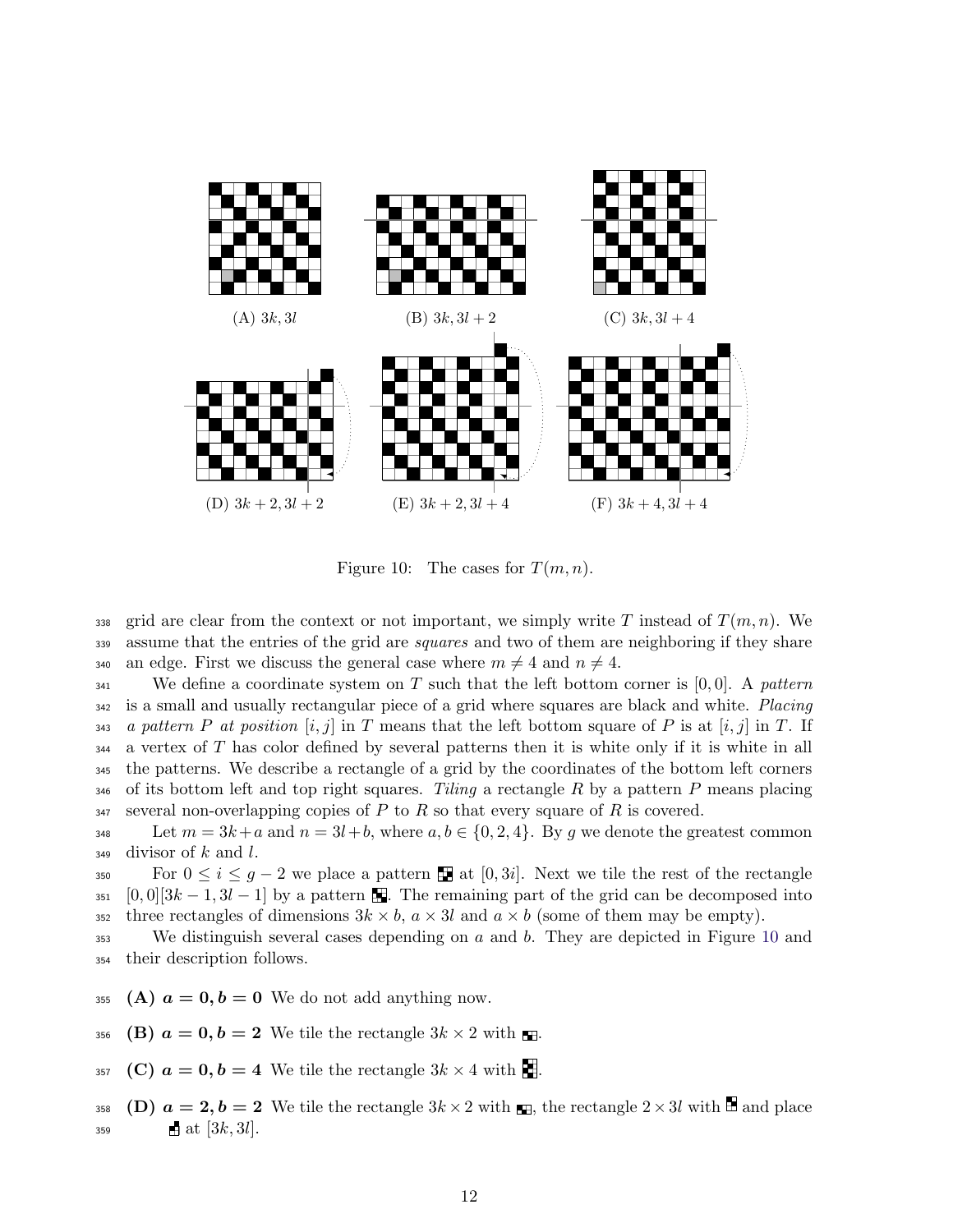(A) $3k, 3l$ (B) $3k, 3l+2$ (C) $3k, 3l+4$

(D) $3k+2, 3l+2$ (E) $3k+2, 3l+4$ (F) $3k+4, 3l+4$

Figure 10: The cases for $T(m, n)$.

grid are clear from the context or not important, we simply write $T$ instead of $T(m, n)$. We assume that the entries of the grid are *squares* and two of them are neighboring if they share an edge. First we discuss the general case where $m \neq 4$ and $n \neq 4$.

We define a coordinate system on $T$ such that the left bottom corner is $[0, 0]$. A *pattern* is a small and usually rectangular piece of a grid where squares are black and white. *Placing a pattern P at position* $[i, j]$ in $T$ means that the left bottom square of $P$ is at $[i, j]$ in $T$. If a vertex of $T$ has color defined by several patterns then it is white only if it is white in all the patterns. We describe a rectangle of a grid by the coordinates of the bottom left corners of its bottom left and top right squares. *Tiling* a rectangle $R$ by a pattern $P$ means placing several non-overlapping copies of $P$ to $R$ so that every square of $R$ is covered.

Let $m = 3k + a$ and $n = 3l + b$, where $a, b \in \{0, 2, 4\}$. By $g$ we denote the greatest common divisor of $k$ and $l$.

For $0 \leq i \leq g - 2$ we place a pattern at $[0, 3i]$. Next we tile the rest of the rectangle $[0, 0][3k - 1, 3l - 1]$ by a pattern . The remaining part of the grid can be decomposed into three rectangles of dimensions $3k \times b$, $a \times 3l$ and $a \times b$ (some of them may be empty).

We distinguish several cases depending on $a$ and $b$. They are depicted in Figure 10 and their description follows.

**(A) $a = 0, b = 0$** We do not add anything now.

**(B) $a = 0, b = 2$** We tile the rectangle $3k \times 2$ with .

**(C) $a = 0, b = 4$** We tile the rectangle $3k \times 4$ with .

**(D) $a = 2, b = 2$** We tile the rectangle $3k \times 2$ with , the rectangle $2 \times 3l$ with and place at $[3k, 3l]$.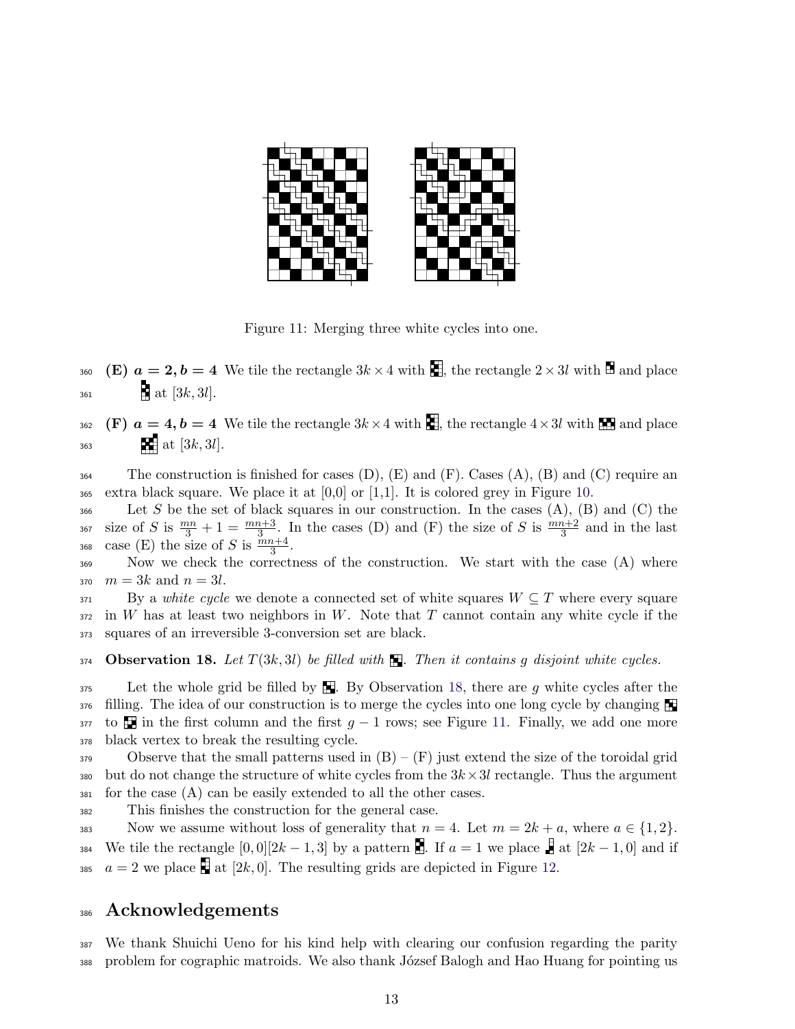Figure 11: Merging three white cycles into one.

**(E) $a = 2, b = 4$** We tile the rectangle $3k \times 4$ with [pattern], the rectangle $2 \times 3l$ with [pattern] and place [pattern] at $[3k, 3l]$.

**(F) $a = 4, b = 4$** We tile the rectangle $3k \times 4$ with [pattern], the rectangle $4 \times 3l$ with [pattern] and place [pattern] at $[3k, 3l]$.

The construction is finished for cases (D), (E) and (F). Cases (A), (B) and (C) require an extra black square. We place it at [0,0] or [1,1]. It is colored grey in Figure 10.

Let $S$ be the set of black squares in our construction. In the cases (A), (B) and (C) the size of $S$ is $\frac{mn}{3} + 1 = \frac{mn+3}{3}$. In the cases (D) and (F) the size of $S$ is $\frac{mn+2}{3}$ and in the last case (E) the size of $S$ is $\frac{mn+4}{3}$.

Now we check the correctness of the construction. We start with the case (A) where $m = 3k$ and $n = 3l$.

By a *white cycle* we denote a connected set of white squares $W \subseteq T$ where every square in $W$ has at least two neighbors in $W$. Note that $T$ cannot contain any white cycle if the squares of an irreversible 3-conversion set are black.

**Observation 18.** *Let $T(3k, 3l)$ be filled with [pattern]. Then it contains $g$ disjoint white cycles.*

Let the whole grid be filled by [pattern]. By Observation 18, there are $g$ white cycles after the filling. The idea of our construction is to merge the cycles into one long cycle by changing [pattern] to [pattern] in the first column and the first $g - 1$ rows; see Figure 11. Finally, we add one more black vertex to break the resulting cycle.

Observe that the small patterns used in (B) – (F) just extend the size of the toroidal grid but do not change the structure of white cycles from the $3k \times 3l$ rectangle. Thus the argument for the case (A) can be easily extended to all the other cases.

This finishes the construction for the general case.

Now we assume without loss of generality that $n = 4$. Let $m = 2k + a$, where $a \in \{1, 2\}$. We tile the rectangle $[0, 0][2k - 1, 3]$ by a pattern [pattern]. If $a = 1$ we place [pattern] at $[2k - 1, 0]$ and if $a = 2$ we place [pattern] at $[2k, 0]$. The resulting grids are depicted in Figure 12.

## Acknowledgements

We thank Shuichi Ueno for his kind help with clearing our confusion regarding the parity problem for cographic matroids. We also thank József Balogh and Hao Huang for pointing us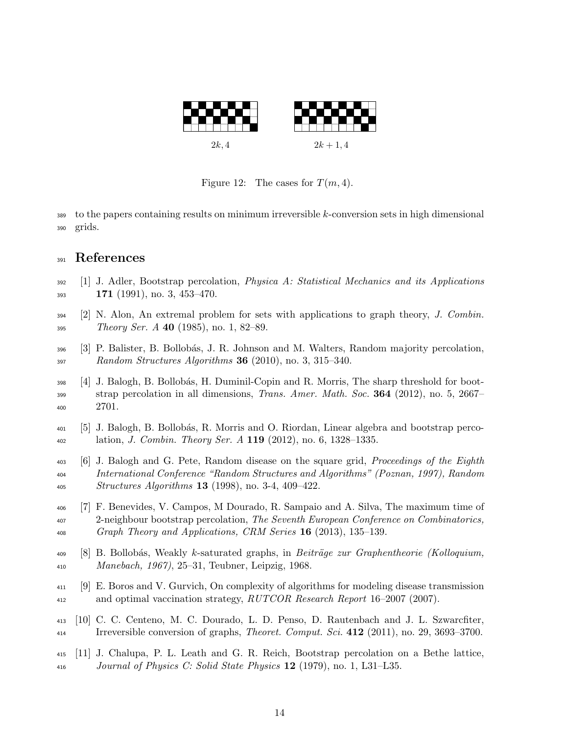$2k, 4$ $\qquad$ $2k+1, 4$

Figure 12: The cases for $T(m, 4)$.

to the papers containing results on minimum irreversible $k$-conversion sets in high dimensional grids.

# References

[1] J. Adler, Bootstrap percolation, *Physica A: Statistical Mechanics and its Applications* **171** (1991), no. 3, 453–470.

[2] N. Alon, An extremal problem for sets with applications to graph theory, *J. Combin. Theory Ser. A* **40** (1985), no. 1, 82–89.

[3] P. Balister, B. Bollobás, J. R. Johnson and M. Walters, Random majority percolation, *Random Structures Algorithms* **36** (2010), no. 3, 315–340.

[4] J. Balogh, B. Bollobás, H. Duminil-Copin and R. Morris, The sharp threshold for bootstrap percolation in all dimensions, *Trans. Amer. Math. Soc.* **364** (2012), no. 5, 2667–2701.

[5] J. Balogh, B. Bollobás, R. Morris and O. Riordan, Linear algebra and bootstrap percolation, *J. Combin. Theory Ser. A* **119** (2012), no. 6, 1328–1335.

[6] J. Balogh and G. Pete, Random disease on the square grid, *Proceedings of the Eighth International Conference "Random Structures and Algorithms" (Poznan, 1997), Random Structures Algorithms* **13** (1998), no. 3-4, 409–422.

[7] F. Benevides, V. Campos, M Dourado, R. Sampaio and A. Silva, The maximum time of 2-neighbour bootstrap percolation, *The Seventh European Conference on Combinatorics, Graph Theory and Applications, CRM Series* **16** (2013), 135–139.

[8] B. Bollobás, Weakly $k$-saturated graphs, in *Beiträge zur Graphentheorie (Kolloquium, Manebach, 1967)*, 25–31, Teubner, Leipzig, 1968.

[9] E. Boros and V. Gurvich, On complexity of algorithms for modeling disease transmission and optimal vaccination strategy, *RUTCOR Research Report* 16–2007 (2007).

[10] C. C. Centeno, M. C. Dourado, L. D. Penso, D. Rautenbach and J. L. Szwarcfiter, Irreversible conversion of graphs, *Theoret. Comput. Sci.* **412** (2011), no. 29, 3693–3700.

[11] J. Chalupa, P. L. Leath and G. R. Reich, Bootstrap percolation on a Bethe lattice, *Journal of Physics C: Solid State Physics* **12** (1979), no. 1, L31–L35.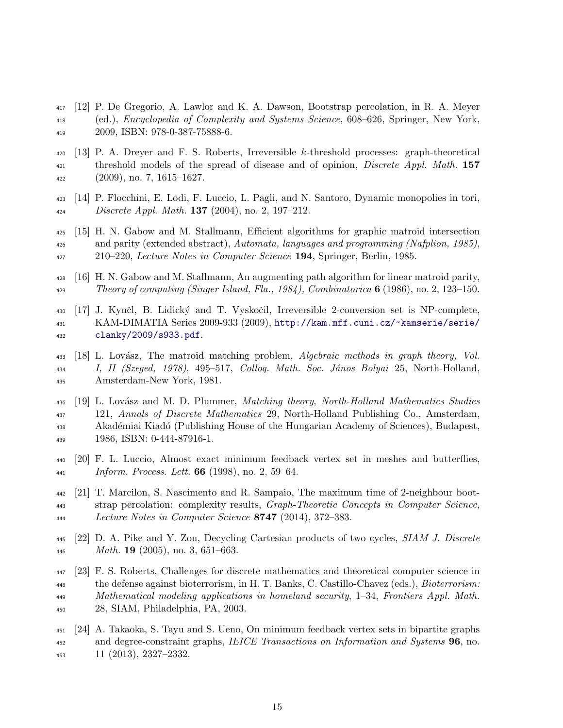[12] P. De Gregorio, A. Lawlor and K. A. Dawson, Bootstrap percolation, in R. A. Meyer (ed.), *Encyclopedia of Complexity and Systems Science*, 608–626, Springer, New York, 2009, ISBN: 978-0-387-75888-6.

[13] P. A. Dreyer and F. S. Roberts, Irreversible $k$-threshold processes: graph-theoretical threshold models of the spread of disease and of opinion, *Discrete Appl. Math.* **157** (2009), no. 7, 1615–1627.

[14] P. Flocchini, E. Lodi, F. Luccio, L. Pagli, and N. Santoro, Dynamic monopolies in tori, *Discrete Appl. Math.* **137** (2004), no. 2, 197–212.

[15] H. N. Gabow and M. Stallmann, Efficient algorithms for graphic matroid intersection and parity (extended abstract), *Automata, languages and programming (Nafplion, 1985)*, 210–220, *Lecture Notes in Computer Science* **194**, Springer, Berlin, 1985.

[16] H. N. Gabow and M. Stallmann, An augmenting path algorithm for linear matroid parity, *Theory of computing (Singer Island, Fla., 1984), Combinatorica* **6** (1986), no. 2, 123–150.

[17] J. Kynčl, B. Lidický and T. Vyskočil, Irreversible 2-conversion set is NP-complete, KAM-DIMATIA Series 2009-933 (2009), http://kam.mff.cuni.cz/~kamserie/serie/clanky/2009/s933.pdf.

[18] L. Lovász, The matroid matching problem, *Algebraic methods in graph theory, Vol. I, II (Szeged, 1978)*, 495–517, *Colloq. Math. Soc. János Bolyai* 25, North-Holland, Amsterdam-New York, 1981.

[19] L. Lovász and M. D. Plummer, *Matching theory*, *North-Holland Mathematics Studies* 121, *Annals of Discrete Mathematics* 29, North-Holland Publishing Co., Amsterdam, Akadémiai Kiadó (Publishing House of the Hungarian Academy of Sciences), Budapest, 1986, ISBN: 0-444-87916-1.

[20] F. L. Luccio, Almost exact minimum feedback vertex set in meshes and butterflies, *Inform. Process. Lett.* **66** (1998), no. 2, 59–64.

[21] T. Marcilon, S. Nascimento and R. Sampaio, The maximum time of 2-neighbour bootstrap percolation: complexity results, *Graph-Theoretic Concepts in Computer Science, Lecture Notes in Computer Science* **8747** (2014), 372–383.

[22] D. A. Pike and Y. Zou, Decycling Cartesian products of two cycles, *SIAM J. Discrete Math.* **19** (2005), no. 3, 651–663.

[23] F. S. Roberts, Challenges for discrete mathematics and theoretical computer science in the defense against bioterrorism, in H. T. Banks, C. Castillo-Chavez (eds.), *Bioterrorism: Mathematical modeling applications in homeland security*, 1–34, *Frontiers Appl. Math.* 28, SIAM, Philadelphia, PA, 2003.

[24] A. Takaoka, S. Tayu and S. Ueno, On minimum feedback vertex sets in bipartite graphs and degree-constraint graphs, *IEICE Transactions on Information and Systems* **96**, no. 11 (2013), 2327–2332.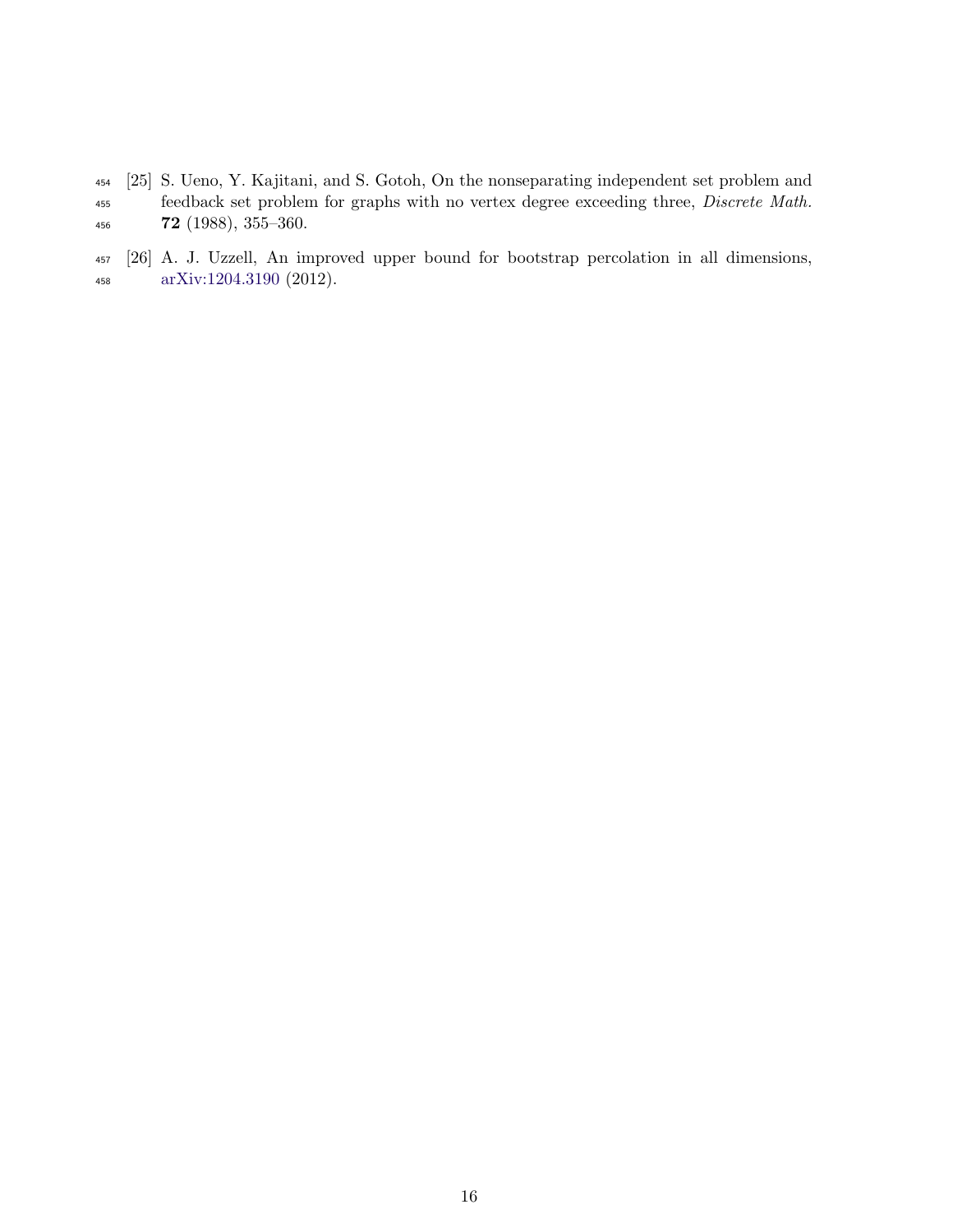[25] S. Ueno, Y. Kajitani, and S. Gotoh, On the nonseparating independent set problem and feedback set problem for graphs with no vertex degree exceeding three, *Discrete Math.* **72** (1988), 355–360.

[26] A. J. Uzzell, An improved upper bound for bootstrap percolation in all dimensions, arXiv:1204.3190 (2012).